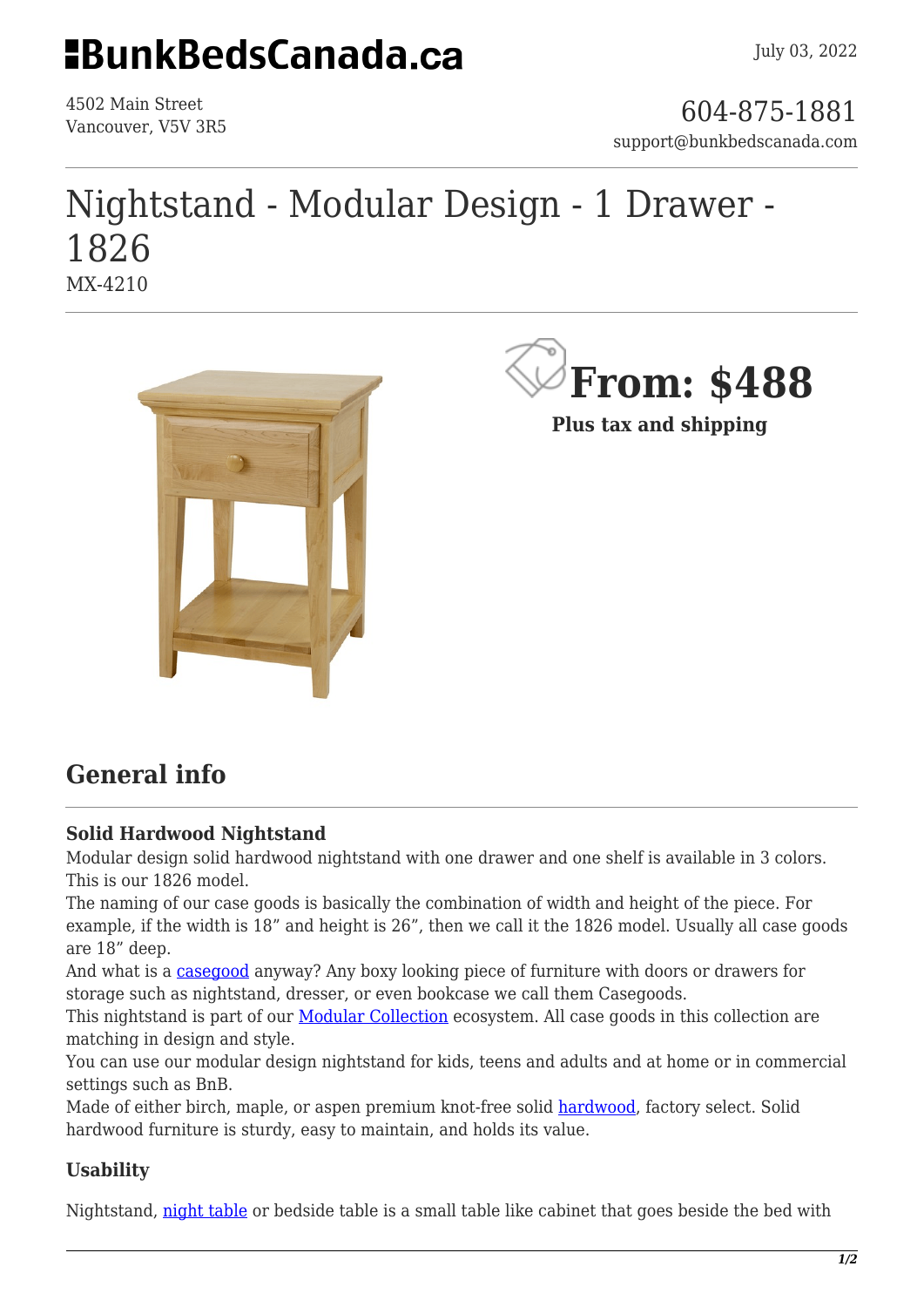# BunkBedsCanada.ca

July 03, 2022

4502 Main Street
Vancouver, V5V 3R5

604-875-1881
support@bunkbedscanada.com

# Nightstand - Modular Design - 1 Drawer - 1826

MX-4210

**From: $488**

**Plus tax and shipping**

## General info

### Solid Hardwood Nightstand

Modular design solid hardwood nightstand with one drawer and one shelf is available in 3 colors. This is our 1826 model.

The naming of our case goods is basically the combination of width and height of the piece. For example, if the width is 18" and height is 26", then we call it the 1826 model. Usually all case goods are 18" deep.

And what is a casegood anyway? Any boxy looking piece of furniture with doors or drawers for storage such as nightstand, dresser, or even bookcase we call them Casegoods.

This nightstand is part of our Modular Collection ecosystem. All case goods in this collection are matching in design and style.

You can use our modular design nightstand for kids, teens and adults and at home or in commercial settings such as BnB.

Made of either birch, maple, or aspen premium knot-free solid hardwood, factory select. Solid hardwood furniture is sturdy, easy to maintain, and holds its value.

### Usability

Nightstand, night table or bedside table is a small table like cabinet that goes beside the bed with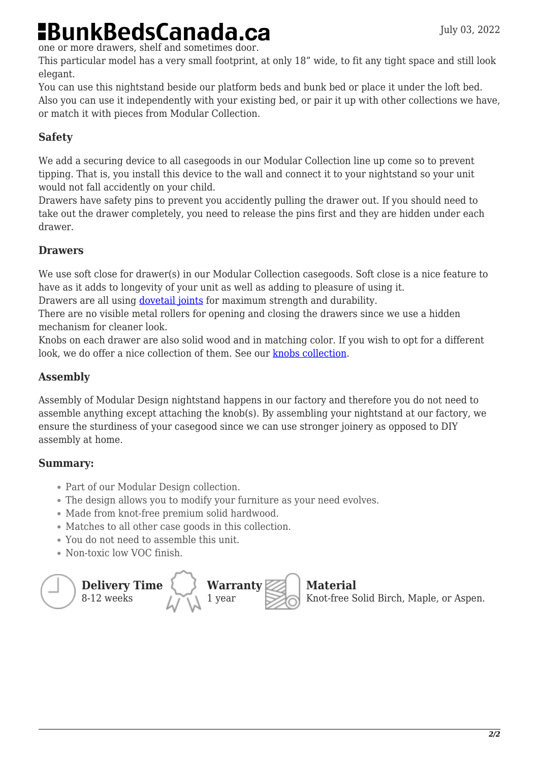one or more drawers, shelf and sometimes door.
This particular model has a very small footprint, at only 18” wide, to fit any tight space and still look elegant.
You can use this nightstand beside our platform beds and bunk bed or place it under the loft bed. Also you can use it independently with your existing bed, or pair it up with other collections we have, or match it with pieces from Modular Collection.

### Safety

We add a securing device to all casegoods in our Modular Collection line up come so to prevent tipping. That is, you install this device to the wall and connect it to your nightstand so your unit would not fall accidently on your child.
Drawers have safety pins to prevent you accidently pulling the drawer out. If you should need to take out the drawer completely, you need to release the pins first and they are hidden under each drawer.

### Drawers

We use soft close for drawer(s) in our Modular Collection casegoods. Soft close is a nice feature to have as it adds to longevity of your unit as well as adding to pleasure of using it.
Drawers are all using dovetail joints for maximum strength and durability.
There are no visible metal rollers for opening and closing the drawers since we use a hidden mechanism for cleaner look.
Knobs on each drawer are also solid wood and in matching color. If you wish to opt for a different look, we do offer a nice collection of them. See our knobs collection.

### Assembly

Assembly of Modular Design nightstand happens in our factory and therefore you do not need to assemble anything except attaching the knob(s). By assembling your nightstand at our factory, we ensure the sturdiness of your casegood since we can use stronger joinery as opposed to DIY assembly at home.

### Summary:

- Part of our Modular Design collection.
- The design allows you to modify your furniture as your need evolves.
- Made from knot-free premium solid hardwood.
- Matches to all other case goods in this collection.
- You do not need to assemble this unit.
- Non-toxic low VOC finish.

**Delivery Time**
8-12 weeks

**Warranty**
1 year

**Material**
Knot-free Solid Birch, Maple, or Aspen.